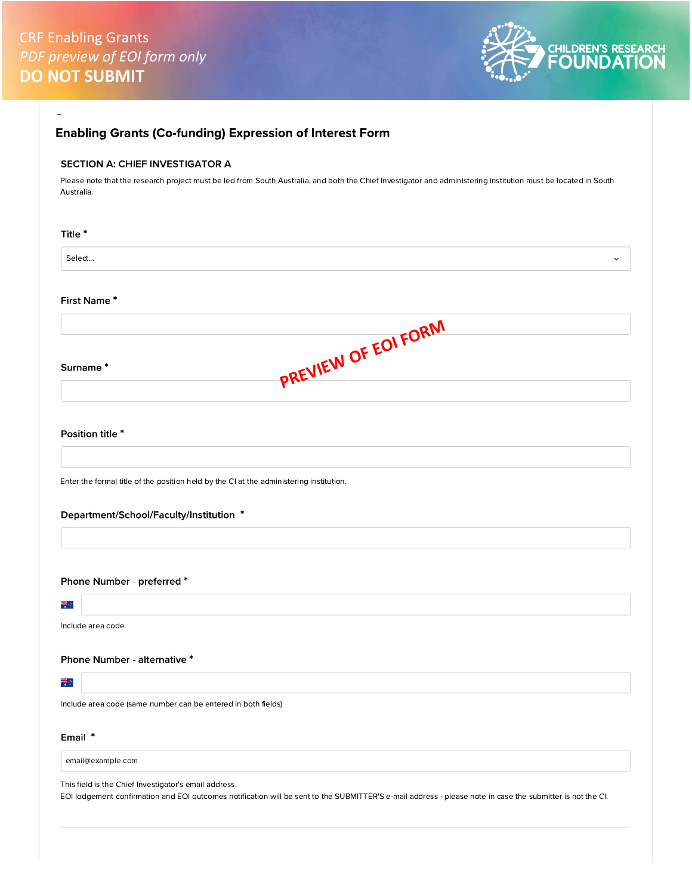CRF Enabling Grants

*PDF preview of EOI form only*

**DO NOT SUBMIT**

CHILDREN'S RESEARCH FOUNDATION

# Enabling Grants (Co-funding) Expression of Interest Form

## SECTION A: CHIEF INVESTIGATOR A

Please note that the research project must be led from South Australia, and both the Chief Investigator and administering institution must be located in South Australia.

**Title ***

Select...

**First Name ***

PREVIEW OF EOI FORM

**Surname ***

**Position title ***

Enter the formal title of the position held by the CI at the administering institution.

**Department/School/Faculty/Institution ***

**Phone Number - preferred ***

Include area code

**Phone Number - alternative ***

Include area code (same number can be entered in both fields)

**Email ***

email@example.com

This field is the Chief Investigator's email address.
EOI lodgement confirmation and EOI outcomes notification will be sent to the SUBMITTER'S e-mail address - please note in case the submitter is not the CI.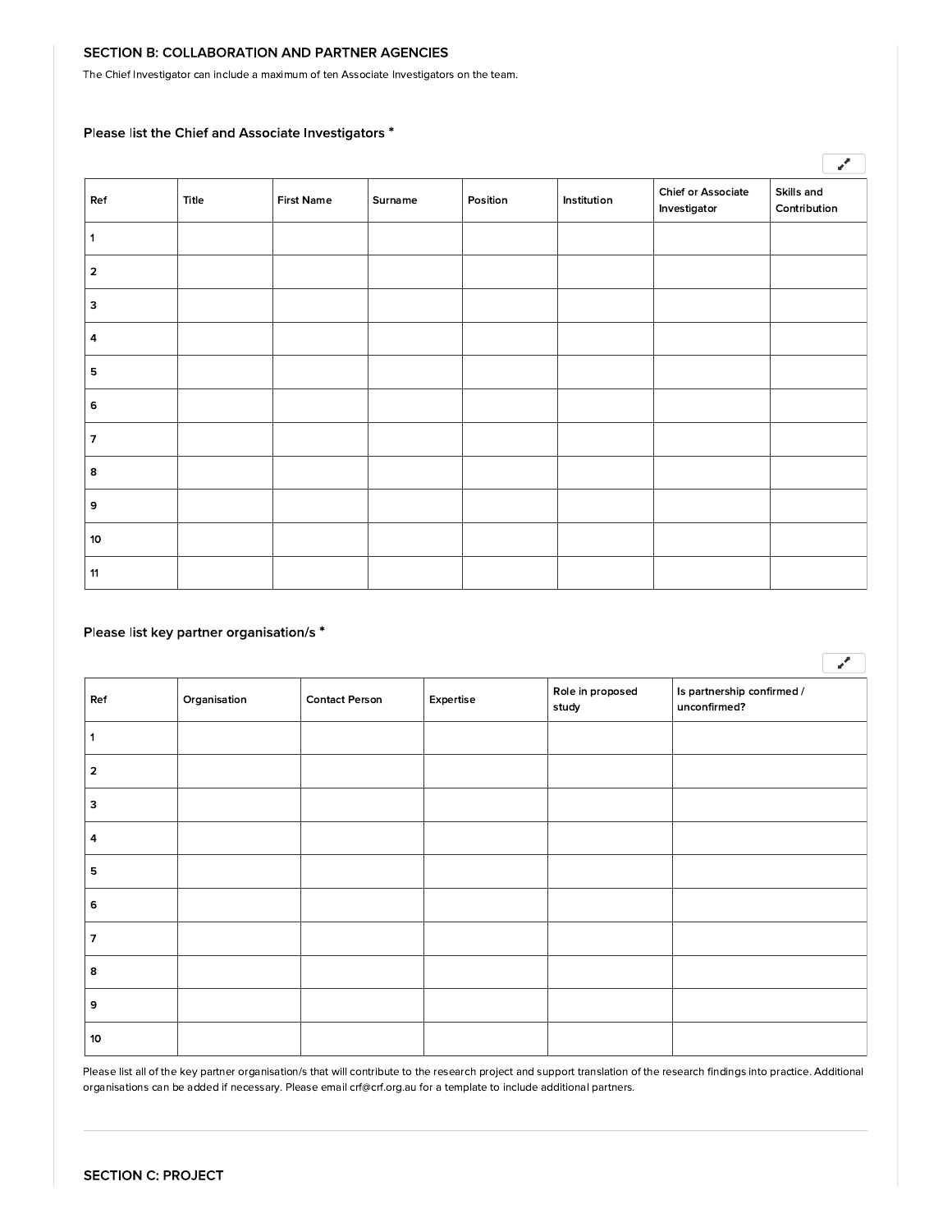## SECTION B: COLLABORATION AND PARTNER AGENCIES

The Chief Investigator can include a maximum of ten Associate Investigators on the team.

### Please list the Chief and Associate Investigators *

| Ref | Title | First Name | Surname | Position | Institution | Chief or Associate Investigator | Skills and Contribution |
|---|---|---|---|---|---|---|---|
| 1 | | | | | | | |
| 2 | | | | | | | |
| 3 | | | | | | | |
| 4 | | | | | | | |
| 5 | | | | | | | |
| 6 | | | | | | | |
| 7 | | | | | | | |
| 8 | | | | | | | |
| 9 | | | | | | | |
| 10 | | | | | | | |
| 11 | | | | | | | |

### Please list key partner organisation/s *

| Ref | Organisation | Contact Person | Expertise | Role in proposed study | Is partnership confirmed / unconfirmed? |
|---|---|---|---|---|---|
| 1 | | | | | |
| 2 | | | | | |
| 3 | | | | | |
| 4 | | | | | |
| 5 | | | | | |
| 6 | | | | | |
| 7 | | | | | |
| 8 | | | | | |
| 9 | | | | | |
| 10 | | | | | |

Please list all of the key partner organisation/s that will contribute to the research project and support translation of the research findings into practice. Additional organisations can be added if necessary. Please email crf@crf.org.au for a template to include additional partners.

---

## SECTION C: PROJECT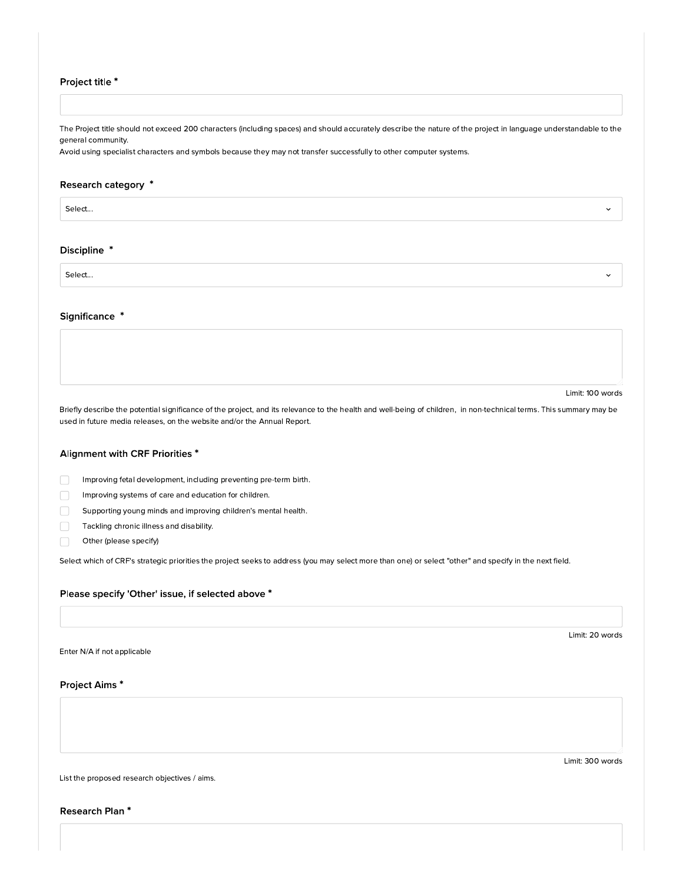### Project title *

The Project title should not exceed 200 characters (including spaces) and should accurately describe the nature of the project in language understandable to the general community.
Avoid using specialist characters and symbols because they may not transfer successfully to other computer systems.

### Research category *

Select...

### Discipline *

Select...

### Significance *

Limit: 100 words

Briefly describe the potential significance of the project, and its relevance to the health and well-being of children, in non-technical terms. This summary may be used in future media releases, on the website and/or the Annual Report.

### Alignment with CRF Priorities *

- [ ] Improving fetal development, including preventing pre-term birth.
- [ ] Improving systems of care and education for children.
- [ ] Supporting young minds and improving children's mental health.
- [ ] Tackling chronic illness and disability.
- [ ] Other (please specify)

Select which of CRF's strategic priorities the project seeks to address (you may select more than one) or select "other" and specify in the next field.

### Please specify 'Other' issue, if selected above *

Limit: 20 words

Enter N/A if not applicable

### Project Aims *

Limit: 300 words

List the proposed research objectives / aims.

### Research Plan *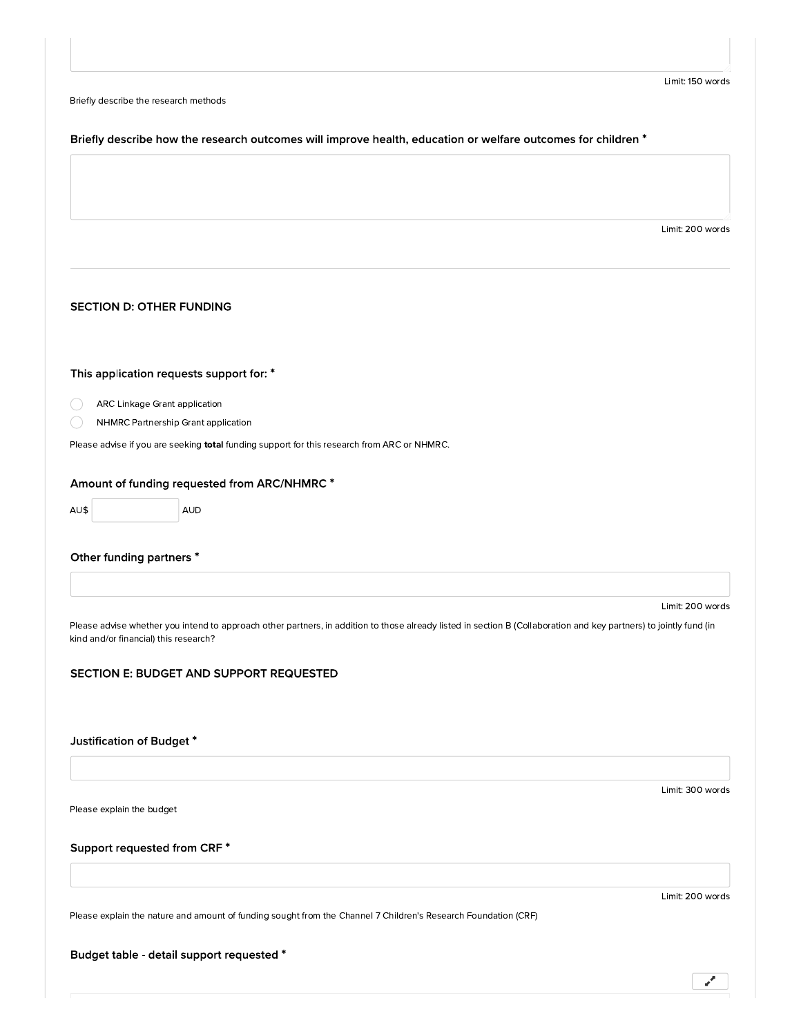Limit: 150 words

Briefly describe the research methods

**Briefly describe how the research outcomes will improve health, education or welfare outcomes for children \***

Limit: 200 words

---

## SECTION D: OTHER FUNDING

**This application requests support for: \***

- ◯ ARC Linkage Grant application
- ◯ NHMRC Partnership Grant application

Please advise if you are seeking **total** funding support for this research from ARC or NHMRC.

**Amount of funding requested from ARC/NHMRC \***

AU$ ______ AUD

**Other funding partners \***

Limit: 200 words

Please advise whether you intend to approach other partners, in addition to those already listed in section B (Collaboration and key partners) to jointly fund (in kind and/or financial) this research?

## SECTION E: BUDGET AND SUPPORT REQUESTED

**Justification of Budget \***

Limit: 300 words

Please explain the budget

**Support requested from CRF \***

Limit: 200 words

Please explain the nature and amount of funding sought from the Channel 7 Children's Research Foundation (CRF)

**Budget table - detail support requested \***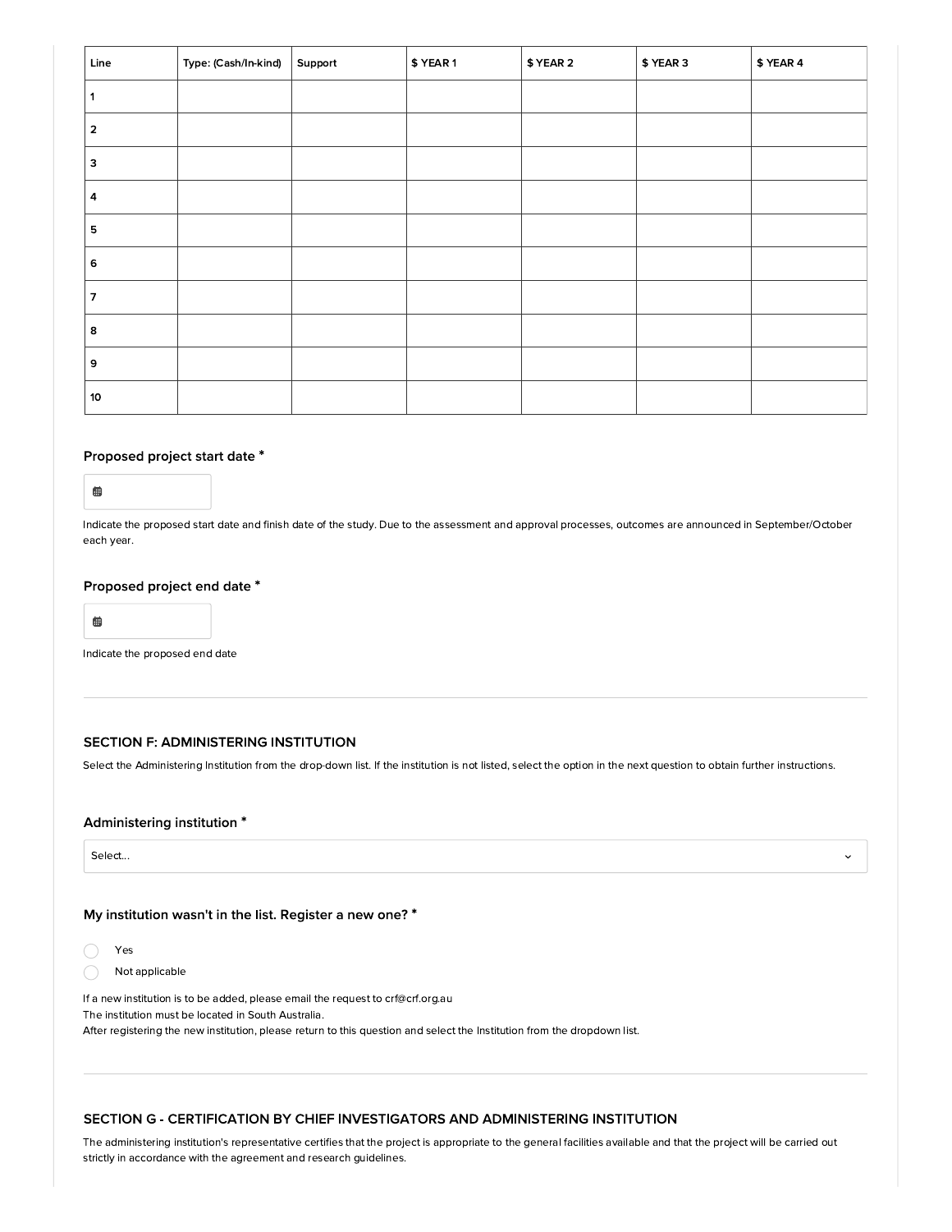| Line | Type: (Cash/In-kind) | Support | $ YEAR 1 | $ YEAR 2 | $ YEAR 3 | $ YEAR 4 |
|---|---|---|---|---|---|---|
| 1 | | | | | | |
| 2 | | | | | | |
| 3 | | | | | | |
| 4 | | | | | | |
| 5 | | | | | | |
| 6 | | | | | | |
| 7 | | | | | | |
| 8 | | | | | | |
| 9 | | | | | | |
| 10 | | | | | | |

### Proposed project start date *

Indicate the proposed start date and finish date of the study. Due to the assessment and approval processes, outcomes are announced in September/October each year.

### Proposed project end date *

Indicate the proposed end date

---

## SECTION F: ADMINISTERING INSTITUTION

Select the Administering Institution from the drop-down list. If the institution is not listed, select the option in the next question to obtain further instructions.

### Administering institution *

Select...

### My institution wasn't in the list. Register a new one? *

- Yes
- Not applicable

If a new institution is to be added, please email the request to crf@crf.org.au
The institution must be located in South Australia.
After registering the new institution, please return to this question and select the Institution from the dropdown list.

---

## SECTION G - CERTIFICATION BY CHIEF INVESTIGATORS AND ADMINISTERING INSTITUTION

The administering institution's representative certifies that the project is appropriate to the general facilities available and that the project will be carried out strictly in accordance with the agreement and research guidelines.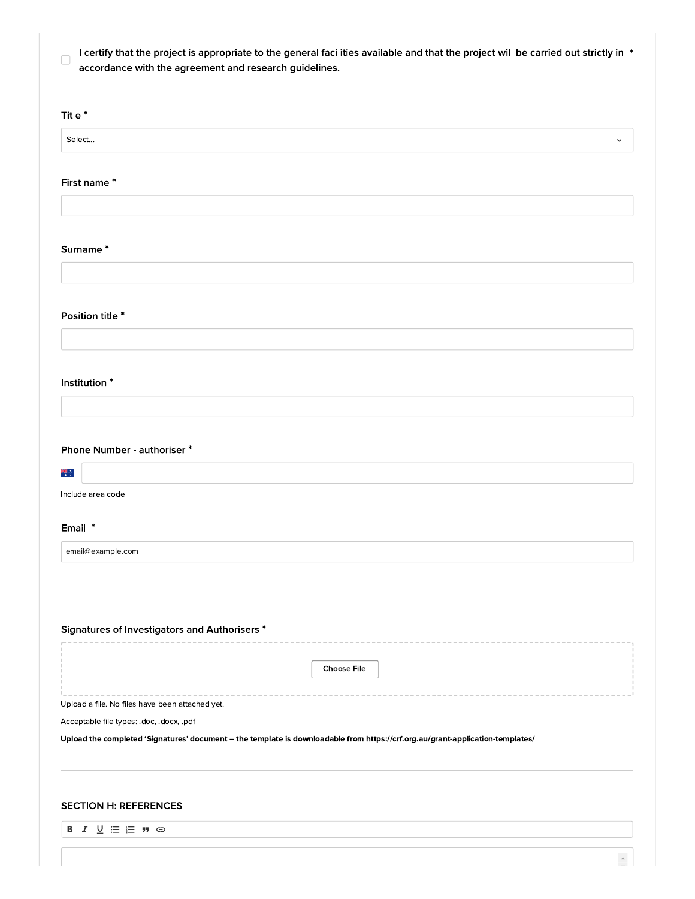- [ ] I certify that the project is appropriate to the general facilities available and that the project will be carried out strictly in accordance with the agreement and research guidelines. *

**Title ***

Select...

**First name ***

**Surname ***

**Position title ***

**Institution ***

**Phone Number - authoriser ***

Include area code

**Email ***

email@example.com

---

**Signatures of Investigators and Authorisers ***

Choose File

Upload a file. No files have been attached yet.

Acceptable file types: .doc, .docx, .pdf

**Upload the completed 'Signatures' document – the template is downloadable from https://crf.org.au/grant-application-templates/**

---

## SECTION H: REFERENCES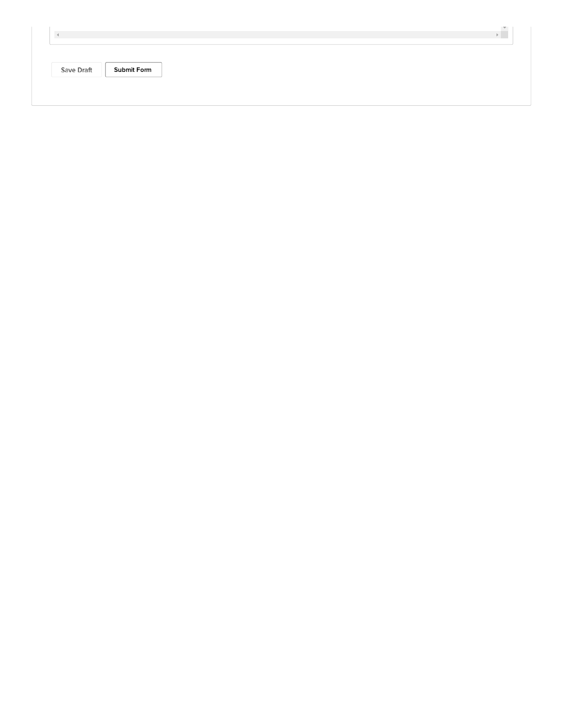Save Draft Submit Form